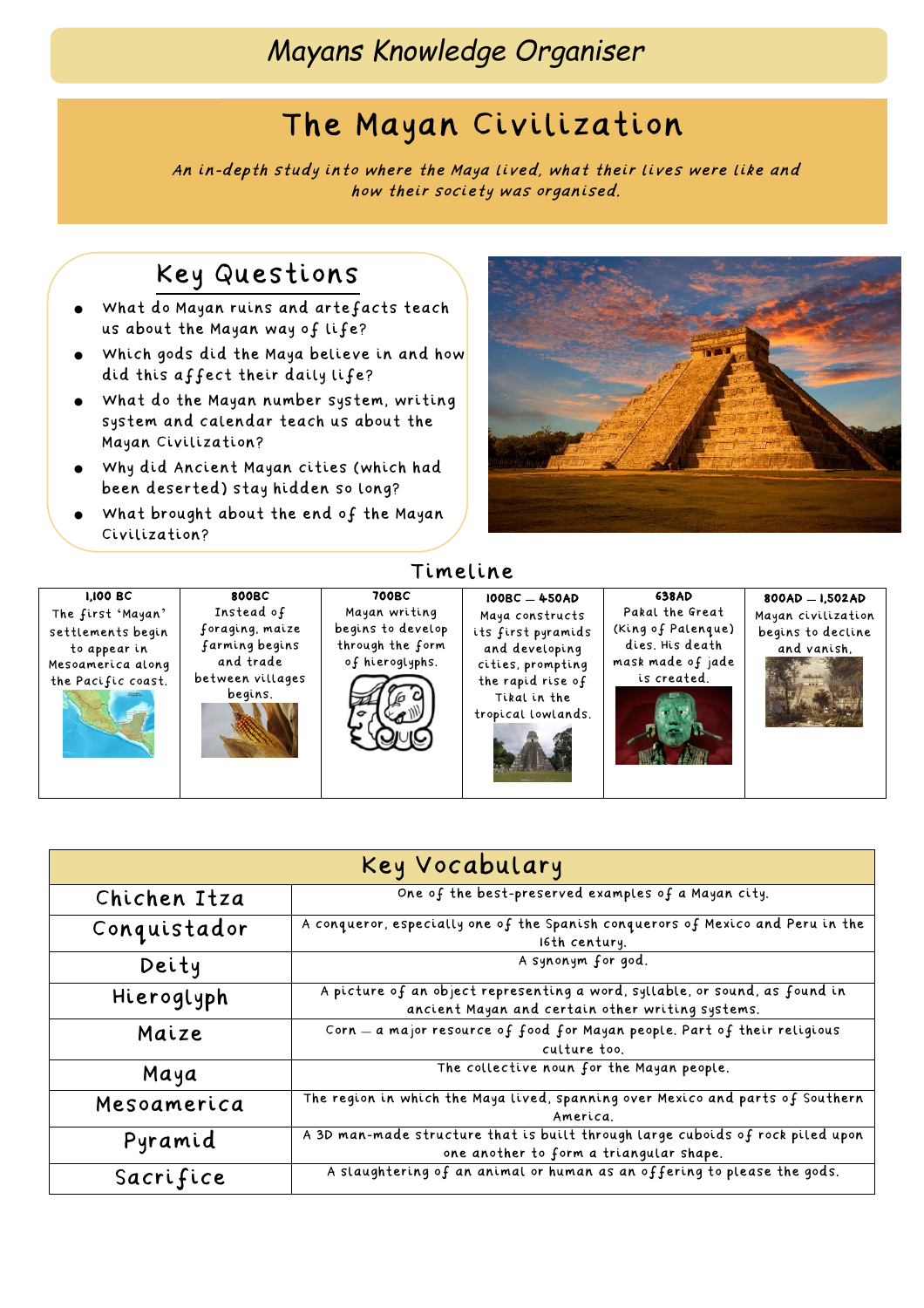# Mayans Knowledge Organiser

## The Mayan Civilization

*An in-depth study into where the Maya lived, what their lives were like and how their society was organised.*

### Key Questions

- What do Mayan ruins and artefacts teach us about the Mayan way of life?
- Which gods did the Maya believe in and how did this affect their daily life?
- What do the Mayan number system, writing system and calendar teach us about the Mayan Civilization?
- Why did Ancient Mayan cities (which had been deserted) stay hidden so long?
- What brought about the end of the Mayan Civilization?

### Timeline

| 1,100 BC | 800BC | 700BC | 100BC – 450AD | 638AD | 800AD – 1,502AD |
|---|---|---|---|---|---|
| The first 'Mayan' settlements begin to appear in Mesoamerica along the Pacific coast. | Instead of foraging, maize farming begins and trade between villages begins. | Mayan writing begins to develop through the form of hieroglyphs. | Maya constructs its first pyramids and developing cities, prompting the rapid rise of Tikal in the tropical lowlands. | Pakal the Great (King of Palenque) dies. His death mask made of jade is created. | Mayan civilization begins to decline and vanish. |

### Key Vocabulary

| Term | Definition |
|---|---|
| Chichen Itza | One of the best-preserved examples of a Mayan city. |
| Conquistador | A conqueror, especially one of the Spanish conquerors of Mexico and Peru in the 16th century. |
| Deity | A synonym for god. |
| Hieroglyph | A picture of an object representing a word, syllable, or sound, as found in ancient Mayan and certain other writing systems. |
| Maize | Corn – a major resource of food for Mayan people. Part of their religious culture too. |
| Maya | The collective noun for the Mayan people. |
| Mesoamerica | The region in which the Maya lived, spanning over Mexico and parts of Southern America. |
| Pyramid | A 3D man-made structure that is built through large cuboids of rock piled upon one another to form a triangular shape. |
| Sacrifice | A slaughtering of an animal or human as an offering to please the gods. |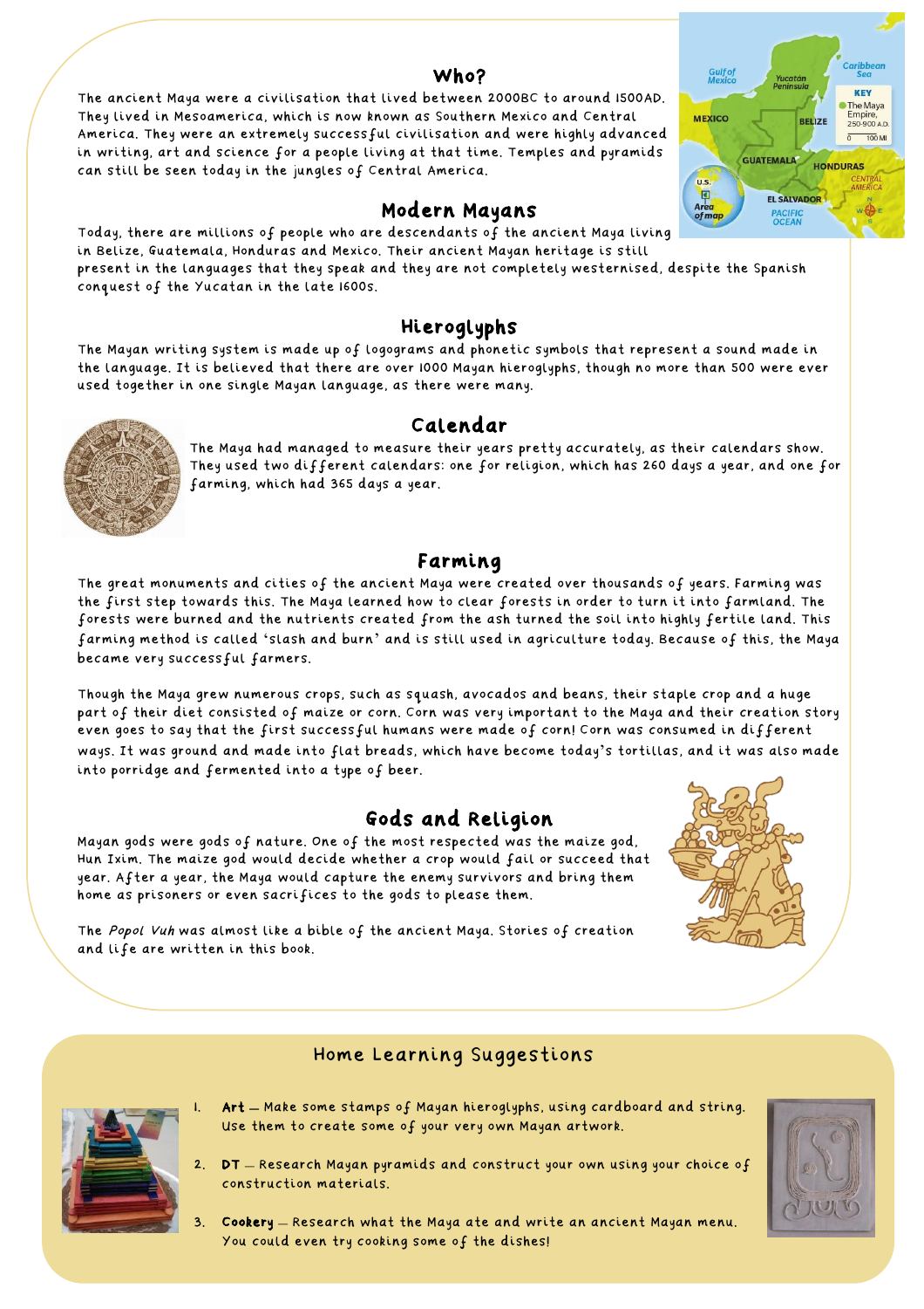## Who?

The ancient Maya were a civilisation that lived between 2000BC to around 1500AD. They lived in Mesoamerica, which is now known as Southern Mexico and Central America. They were an extremely successful civilisation and were highly advanced in writing, art and science for a people living at that time. Temples and pyramids can still be seen today in the jungles of Central America.

## Modern Mayans

Today, there are millions of people who are descendants of the ancient Maya living in Belize, Guatemala, Honduras and Mexico. Their ancient Mayan heritage is still present in the languages that they speak and they are not completely westernised, despite the Spanish conquest of the Yucatan in the late 1600s.

## Hieroglyphs

The Mayan writing system is made up of logograms and phonetic symbols that represent a sound made in the language. It is believed that there are over 1000 Mayan hieroglyphs, though no more than 500 were ever used together in one single Mayan language, as there were many.

## Calendar

The Maya had managed to measure their years pretty accurately, as their calendars show. They used two different calendars: one for religion, which has 260 days a year, and one for farming, which had 365 days a year.

## Farming

The great monuments and cities of the ancient Maya were created over thousands of years. Farming was the first step towards this. The Maya learned how to clear forests in order to turn it into farmland. The forests were burned and the nutrients created from the ash turned the soil into highly fertile land. This farming method is called 'slash and burn' and is still used in agriculture today. Because of this, the Maya became very successful farmers.

Though the Maya grew numerous crops, such as squash, avocados and beans, their staple crop and a huge part of their diet consisted of maize or corn. Corn was very important to the Maya and their creation story even goes to say that the first successful humans were made of corn! Corn was consumed in different ways. It was ground and made into flat breads, which have become today's tortillas, and it was also made into porridge and fermented into a type of beer.

## Gods and Religion

Mayan gods were gods of nature. One of the most respected was the maize god, Hun Ixim. The maize god would decide whether a crop would fail or succeed that year. After a year, the Maya would capture the enemy survivors and bring them home as prisoners or even sacrifices to the gods to please them.

The *Popol Vuh* was almost like a bible of the ancient Maya. Stories of creation and life are written in this book.

## Home Learning Suggestions

1. **Art** – Make some stamps of Mayan hieroglyphs, using cardboard and string. Use them to create some of your very own Mayan artwork.
2. **DT** – Research Mayan pyramids and construct your own using your choice of construction materials.
3. **Cookery** – Research what the Maya ate and write an ancient Mayan menu. You could even try cooking some of the dishes!